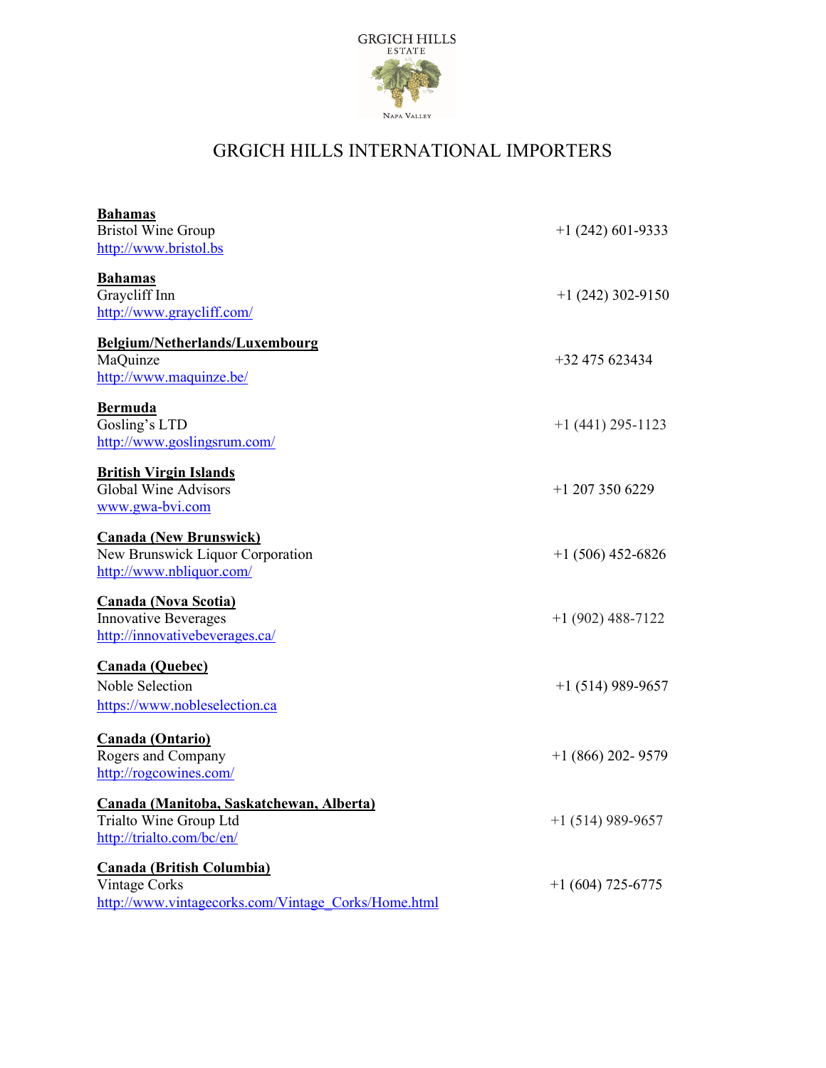GRGICH HILLS
ESTATE

NAPA VALLEY

# GRGICH HILLS INTERNATIONAL IMPORTERS

**Bahamas**
Bristol Wine Group — +1 (242) 601-9333
http://www.bristol.bs

**Bahamas**
Graycliff Inn — +1 (242) 302-9150
http://www.graycliff.com/

**Belgium/Netherlands/Luxembourg**
MaQuinze — +32 475 623434
http://www.maquinze.be/

**Bermuda**
Gosling's LTD — +1 (441) 295-1123
http://www.goslingsrum.com/

**British Virgin Islands**
Global Wine Advisors — +1 207 350 6229
www.gwa-bvi.com

**Canada (New Brunswick)**
New Brunswick Liquor Corporation — +1 (506) 452-6826
http://www.nbliquor.com/

**Canada (Nova Scotia)**
Innovative Beverages — +1 (902) 488-7122
http://innovativebeverages.ca/

**Canada (Quebec)**
Noble Selection — +1 (514) 989-9657
https://www.nobleselection.ca

**Canada (Ontario)**
Rogers and Company — +1 (866) 202- 9579
http://rogcowines.com/

**Canada (Manitoba, Saskatchewan, Alberta)**
Trialto Wine Group Ltd — +1 (514) 989-9657
http://trialto.com/bc/en/

**Canada (British Columbia)**
Vintage Corks — +1 (604) 725-6775
http://www.vintagecorks.com/Vintage_Corks/Home.html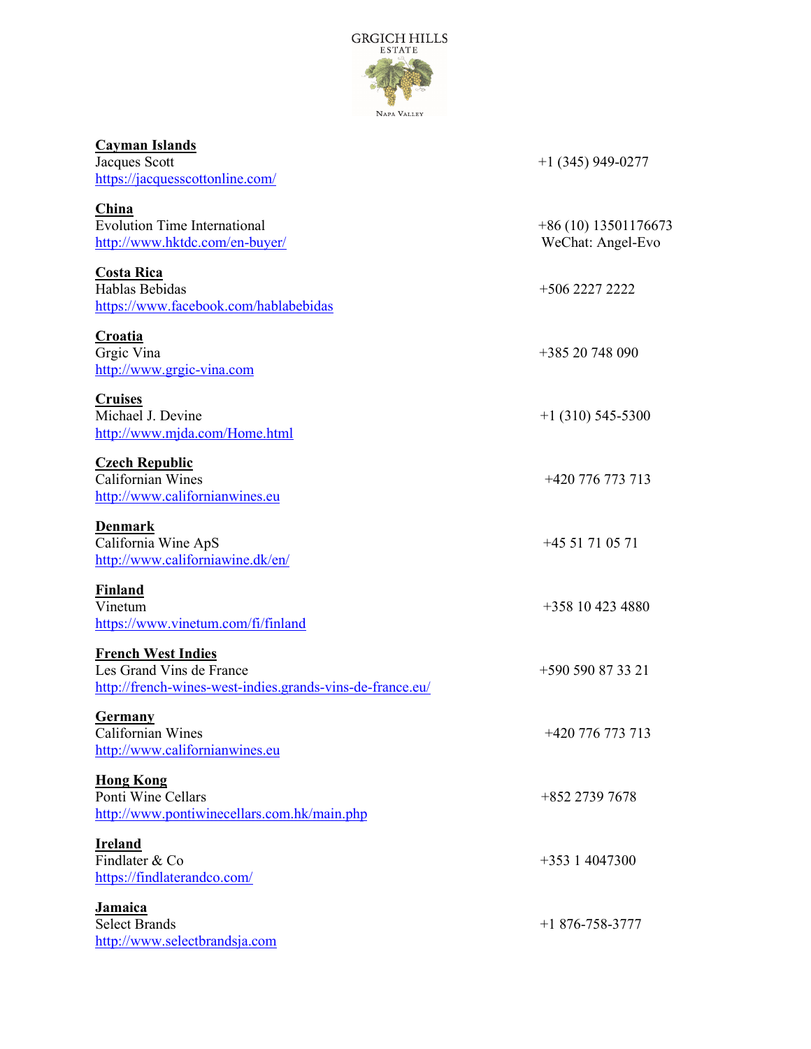GRGICH HILLS
ESTATE

NAPA VALLEY

**Cayman Islands**
Jacques Scott — +1 (345) 949-0277
https://jacquesscottonline.com/

**China**
Evolution Time International — +86 (10) 13501176673
http://www.hktdc.com/en-buyer/ — WeChat: Angel-Evo

**Costa Rica**
Hablas Bebidas — +506 2227 2222
https://www.facebook.com/hablabebidas

**Croatia**
Grgic Vina — +385 20 748 090
http://www.grgic-vina.com

**Cruises**
Michael J. Devine — +1 (310) 545-5300
http://www.mjda.com/Home.html

**Czech Republic**
Californian Wines — +420 776 773 713
http://www.californianwines.eu

**Denmark**
California Wine ApS — +45 51 71 05 71
http://www.californiawine.dk/en/

**Finland**
Vinetum — +358 10 423 4880
https://www.vinetum.com/fi/finland

**French West Indies**
Les Grand Vins de France — +590 590 87 33 21
http://french-wines-west-indies.grands-vins-de-france.eu/

**Germany**
Californian Wines — +420 776 773 713
http://www.californianwines.eu

**Hong Kong**
Ponti Wine Cellars — +852 2739 7678
http://www.pontiwinecellars.com.hk/main.php

**Ireland**
Findlater & Co — +353 1 4047300
https://findlaterandco.com/

**Jamaica**
Select Brands — +1 876-758-3777
http://www.selectbrandsja.com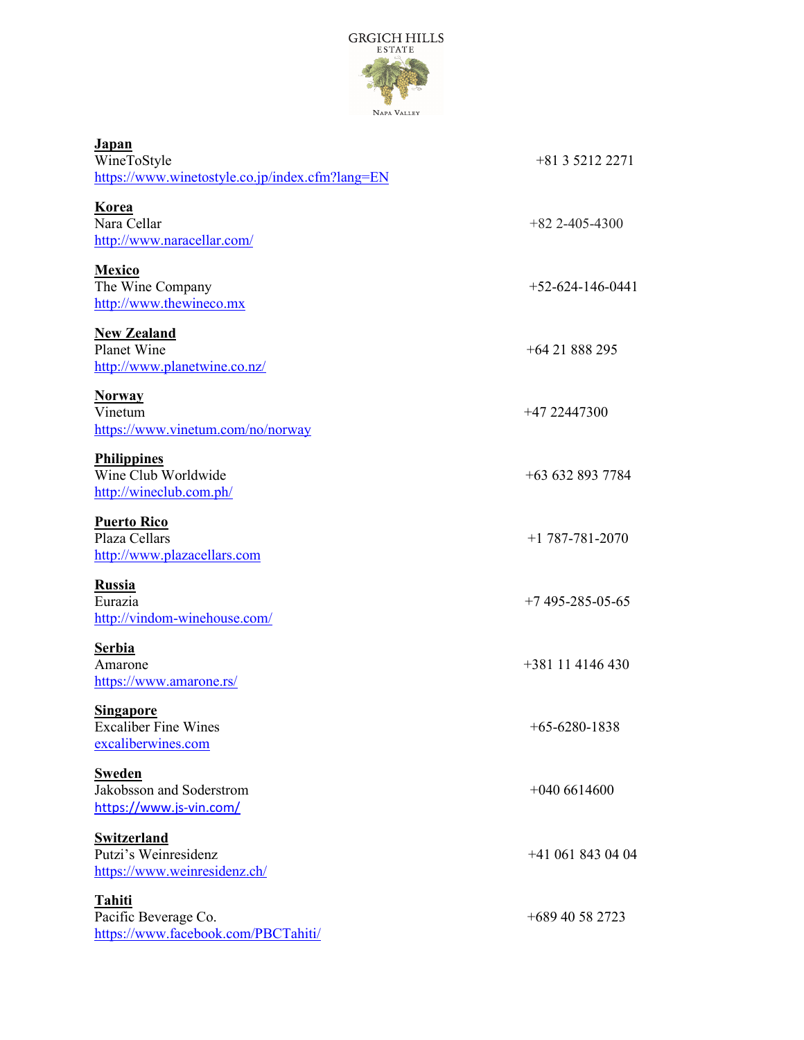GRGICH HILLS
ESTATE
NAPA VALLEY

**Japan**
WineToStyle — +81 3 5212 2271
https://www.winetostyle.co.jp/index.cfm?lang=EN

**Korea**
Nara Cellar — +82 2-405-4300
http://www.naracellar.com/

**Mexico**
The Wine Company — +52-624-146-0441
http://www.thewineco.mx

**New Zealand**
Planet Wine — +64 21 888 295
http://www.planetwine.co.nz/

**Norway**
Vinetum — +47 22447300
https://www.vinetum.com/no/norway

**Philippines**
Wine Club Worldwide — +63 632 893 7784
http://wineclub.com.ph/

**Puerto Rico**
Plaza Cellars — +1 787-781-2070
http://www.plazacellars.com

**Russia**
Eurazia — +7 495-285-05-65
http://vindom-winehouse.com/

**Serbia**
Amarone — +381 11 4146 430
https://www.amarone.rs/

**Singapore**
Excaliber Fine Wines — +65-6280-1838
excaliberwines.com

**Sweden**
Jakobsson and Soderstrom — +040 6614600
https://www.js-vin.com/

**Switzerland**
Putzi's Weinresidenz — +41 061 843 04 04
https://www.weinresidenz.ch/

**Tahiti**
Pacific Beverage Co. — +689 40 58 2723
https://www.facebook.com/PBCTahiti/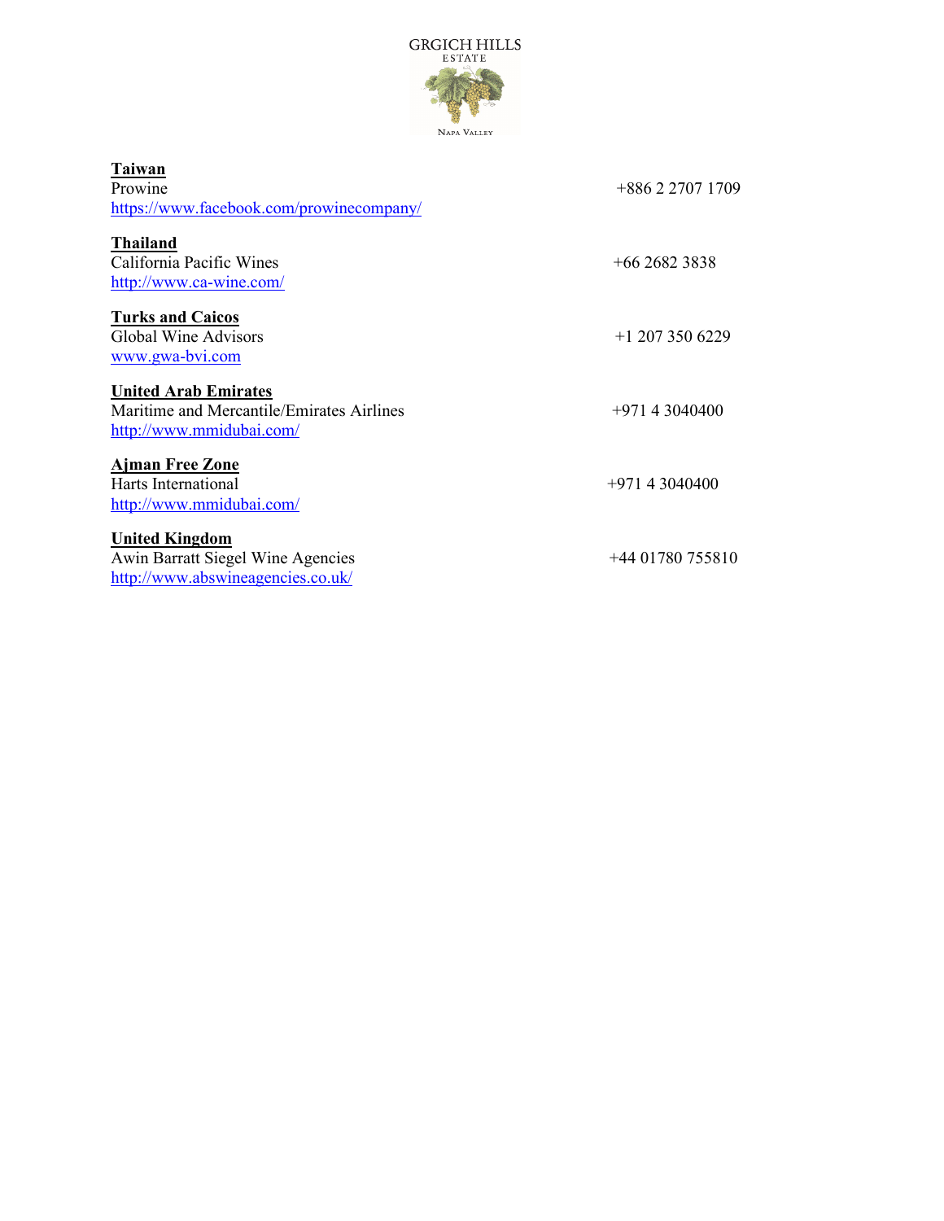GRGICH HILLS
ESTATE
NAPA VALLEY

**Taiwan**
Prowine +886 2 2707 1709
https://www.facebook.com/prowinecompany/

**Thailand**
California Pacific Wines +66 2682 3838
http://www.ca-wine.com/

**Turks and Caicos**
Global Wine Advisors +1 207 350 6229
www.gwa-bvi.com

**United Arab Emirates**
Maritime and Mercantile/Emirates Airlines +971 4 3040400
http://www.mmidubai.com/

**Ajman Free Zone**
Harts International +971 4 3040400
http://www.mmidubai.com/

**United Kingdom**
Awin Barratt Siegel Wine Agencies +44 01780 755810
http://www.abswineagencies.co.uk/